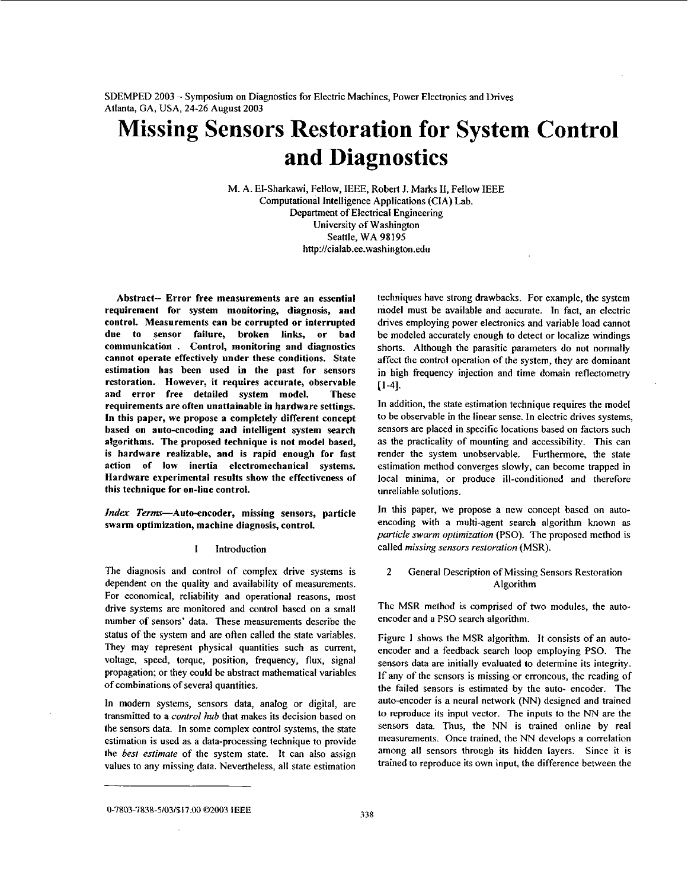SDEMPED 2003 – Symposium on Diagnostics for Electric Machines, Power Electronics and Drives
Atlanta, GA, USA, 24-26 August 2003

# Missing Sensors Restoration for System Control and Diagnostics

M. A. El-Sharkawi, Fellow, IEEE, Robert J. Marks II, Fellow IEEE
Computational Intelligence Applications (CIA) Lab.
Department of Electrical Engineering
University of Washington
Seattle, WA 98195
http://cialab.ee.washington.edu

**Abstract-- Error free measurements are an essential requirement for system monitoring, diagnosis, and control. Measurements can be corrupted or interrupted due to sensor failure, broken links, or bad communication . Control, monitoring and diagnostics cannot operate effectively under these conditions. State estimation has been used in the past for sensors restoration. However, it requires accurate, observable and error free detailed system model. These requirements are often unattainable in hardware settings. In this paper, we propose a completely different concept based on auto-encoding and intelligent system search algorithms. The proposed technique is not model based, is hardware realizable, and is rapid enough for fast action of low inertia electromechanical systems. Hardware experimental results show the effectiveness of this technique for on-line control.**

*Index Terms*—**Auto-encoder, missing sensors, particle swarm optimization, machine diagnosis, control.**

## 1 Introduction

The diagnosis and control of complex drive systems is dependent on the quality and availability of measurements. For economical, reliability and operational reasons, most drive systems are monitored and control based on a small number of sensors' data. These measurements describe the status of the system and are often called the state variables. They may represent physical quantities such as current, voltage, speed, torque, position, frequency, flux, signal propagation; or they could be abstract mathematical variables of combinations of several quantities.

In modern systems, sensors data, analog or digital, are transmitted to a *control hub* that makes its decision based on the sensors data. In some complex control systems, the state estimation is used as a data-processing technique to provide the *best estimate* of the system state. It can also assign values to any missing data. Nevertheless, all state estimation techniques have strong drawbacks. For example, the system model must be available and accurate. In fact, an electric drives employing power electronics and variable load cannot be modeled accurately enough to detect or localize windings shorts. Although the parasitic parameters do not normally affect the control operation of the system, they are dominant in high frequency injection and time domain reflectometry [1-4].

In addition, the state estimation technique requires the model to be observable in the linear sense. In electric drives systems, sensors are placed in specific locations based on factors such as the practicality of mounting and accessibility. This can render the system unobservable. Furthermore, the state estimation method converges slowly, can become trapped in local minima, or produce ill-conditioned and therefore unreliable solutions.

In this paper, we propose a new concept based on auto-encoding with a multi-agent search algorithm known as *particle swarm optimization* (PSO). The proposed method is called *missing sensors restoration* (MSR).

## 2 General Description of Missing Sensors Restoration Algorithm

The MSR method is comprised of two modules, the auto-encoder and a PSO search algorithm.

Figure 1 shows the MSR algorithm. It consists of an auto-encoder and a feedback search loop employing PSO. The sensors data are initially evaluated to determine its integrity. If any of the sensors is missing or erroneous, the reading of the failed sensors is estimated by the auto- encoder. The auto-encoder is a neural network (NN) designed and trained to reproduce its input vector. The inputs to the NN are the sensors data. Thus, the NN is trained online by real measurements. Once trained, the NN develops a correlation among all sensors through its hidden layers. Since it is trained to reproduce its own input, the difference between the

0-7803-7838-5/03/$17.00 ©2003 IEEE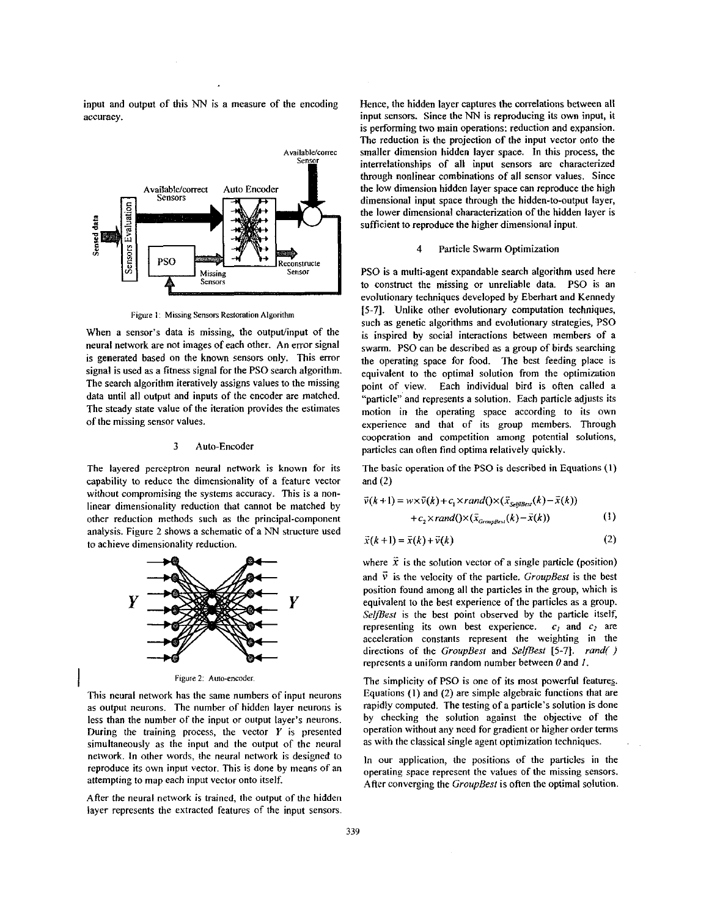input and output of this NN is a measure of the encoding accuracy.

Figure 1: Missing Sensors Restoration Algorithm

When a sensor's data is missing, the output/input of the neural network are not images of each other. An error signal is generated based on the known sensors only. This error signal is used as a fitness signal for the PSO search algorithm. The search algorithm iteratively assigns values to the missing data until all output and inputs of the encoder are matched. The steady state value of the iteration provides the estimates of the missing sensor values.

## 3 Auto-Encoder

The layered perceptron neural network is known for its capability to reduce the dimensionality of a feature vector without compromising the systems accuracy. This is a non-linear dimensionality reduction that cannot be matched by other reduction methods such as the principal-component analysis. Figure 2 shows a schematic of a NN structure used to achieve dimensionality reduction.

Figure 2: Auto-encoder.

This neural network has the same numbers of input neurons as output neurons. The number of hidden layer neurons is less than the number of the input or output layer's neurons. During the training process, the vector $Y$ is presented simultaneously as the input and the output of the neural network. In other words, the neural network is designed to reproduce its own input vector. This is done by means of an attempting to map each input vector onto itself.

After the neural network is trained, the output of the hidden layer represents the extracted features of the input sensors. Hence, the hidden layer captures the correlations between all input sensors. Since the NN is reproducing its own input, it is performing two main operations: reduction and expansion. The reduction is the projection of the input vector onto the smaller dimension hidden layer space. In this process, the interrelationships of all input sensors are characterized through nonlinear combinations of all sensor values. Since the low dimension hidden layer space can reproduce the high dimensional input space through the hidden-to-output layer, the lower dimensional characterization of the hidden layer is sufficient to reproduce the higher dimensional input.

## 4 Particle Swarm Optimization

PSO is a multi-agent expandable search algorithm used here to construct the missing or unreliable data. PSO is an evolutionary techniques developed by Eberhart and Kennedy [5-7]. Unlike other evolutionary computation techniques, such as genetic algorithms and evolutionary strategies, PSO is inspired by social interactions between members of a swarm. PSO can be described as a group of birds searching the operating space for food. The best feeding place is equivalent to the optimal solution from the optimization point of view. Each individual bird is often called a "particle" and represents a solution. Each particle adjusts its motion in the operating space according to its own experience and that of its group members. Through cooperation and competition among potential solutions, particles can often find optima relatively quickly.

The basic operation of the PSO is described in Equations (1) and (2)

$$\vec{v}(k+1) = w \times \vec{v}(k) + c_1 \times rand() \times (\vec{x}_{SelfBest}(k) - \vec{x}(k)) + c_2 \times rand() \times (\vec{x}_{GroupBest}(k) - \vec{x}(k)) \quad (1)$$

$$\vec{x}(k+1) = \vec{x}(k) + \vec{v}(k) \quad (2)$$

where $\vec{x}$ is the solution vector of a single particle (position) and $\vec{v}$ is the velocity of the particle. *GroupBest* is the best position found among all the particles in the group, which is equivalent to the best experience of the particles as a group. *SelfBest* is the best point observed by the particle itself, representing its own best experience. $c_1$ and $c_2$ are acceleration constants represent the weighting in the directions of the *GroupBest* and *SelfBest* [5-7]. *rand( )* represents a uniform random number between *0* and *1*.

The simplicity of PSO is one of its most powerful features. Equations (1) and (2) are simple algebraic functions that are rapidly computed. The testing of a particle's solution is done by checking the solution against the objective of the operation without any need for gradient or higher order terms as with the classical single agent optimization techniques.

In our application, the positions of the particles in the operating space represent the values of the missing sensors. After converging the *GroupBest* is often the optimal solution.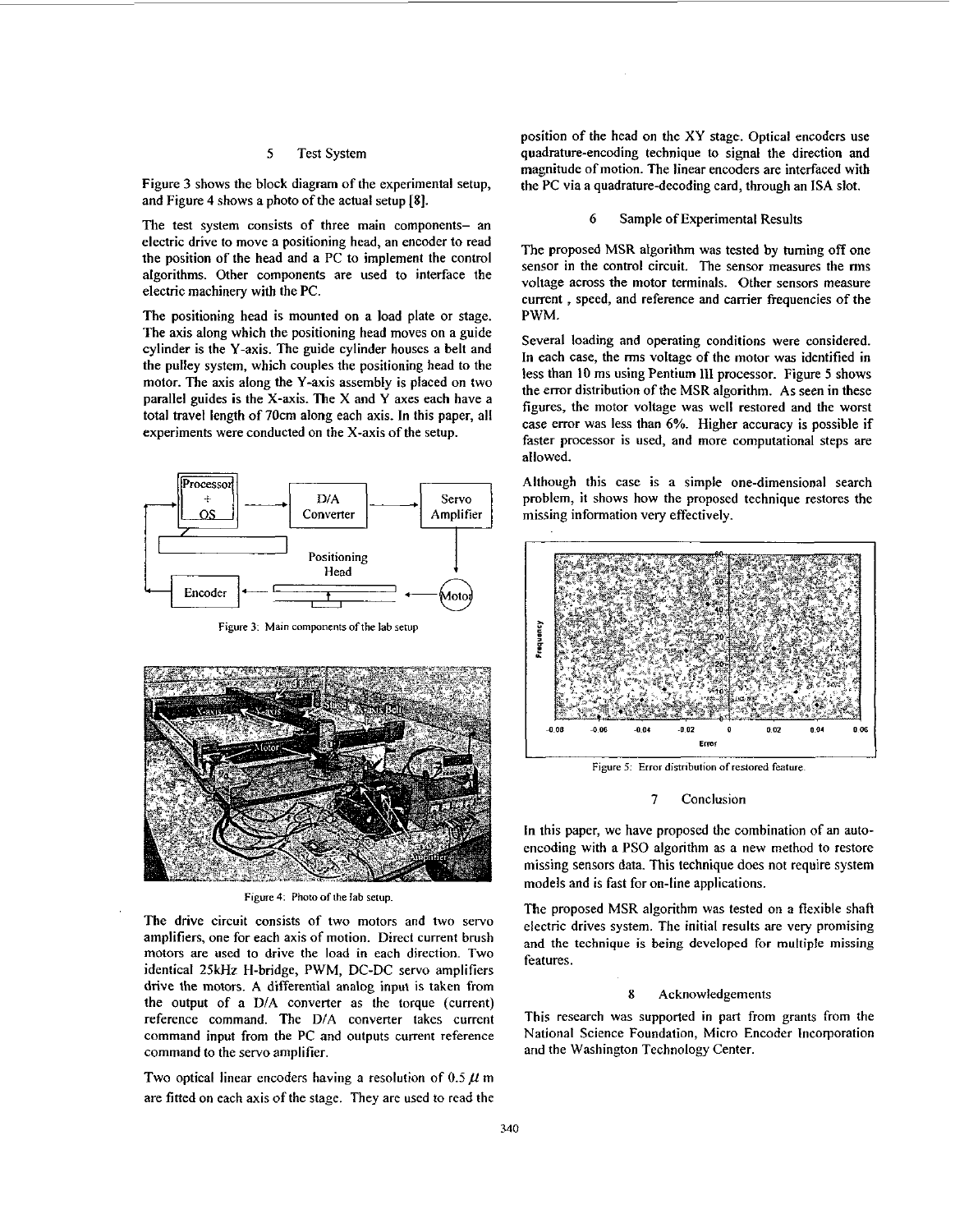## 5 Test System

Figure 3 shows the block diagram of the experimental setup, and Figure 4 shows a photo of the actual setup [8].

The test system consists of three main components– an electric drive to move a positioning head, an encoder to read the position of the head and a PC to implement the control algorithms. Other components are used to interface the electric machinery with the PC.

The positioning head is mounted on a load plate or stage. The axis along which the positioning head moves on a guide cylinder is the Y-axis. The guide cylinder houses a belt and the pulley system, which couples the positioning head to the motor. The axis along the Y-axis assembly is placed on two parallel guides is the X-axis. The X and Y axes each have a total travel length of 70cm along each axis. In this paper, all experiments were conducted on the X-axis of the setup.

Figure 3: Main components of the lab setup

Figure 4: Photo of the lab setup.

The drive circuit consists of two motors and two servo amplifiers, one for each axis of motion. Direct current brush motors are used to drive the load in each direction. Two identical 25kHz H-bridge, PWM, DC-DC servo amplifiers drive the motors. A differential analog input is taken from the output of a D/A converter as the torque (current) reference command. The D/A converter takes current command input from the PC and outputs current reference command to the servo amplifier.

Two optical linear encoders having a resolution of 0.5 $\mu$m are fitted on each axis of the stage. They are used to read the position of the head on the XY stage. Optical encoders use quadrature-encoding technique to signal the direction and magnitude of motion. The linear encoders are interfaced with the PC via a quadrature-decoding card, through an ISA slot.

## 6 Sample of Experimental Results

The proposed MSR algorithm was tested by turning off one sensor in the control circuit. The sensor measures the rms voltage across the motor terminals. Other sensors measure current , speed, and reference and carrier frequencies of the PWM.

Several loading and operating conditions were considered. In each case, the rms voltage of the motor was identified in less than 10 ms using Pentium III processor. Figure 5 shows the error distribution of the MSR algorithm. As seen in these figures, the motor voltage was well restored and the worst case error was less than 6%. Higher accuracy is possible if faster processor is used, and more computational steps are allowed.

Although this case is a simple one-dimensional search problem, it shows how the proposed technique restores the missing information very effectively.

Figure 5: Error distribution of restored feature.

## 7 Conclusion

In this paper, we have proposed the combination of an auto-encoding with a PSO algorithm as a new method to restore missing sensors data. This technique does not require system models and is fast for on-line applications.

The proposed MSR algorithm was tested on a flexible shaft electric drives system. The initial results are very promising and the technique is being developed for multiple missing features.

## 8 Acknowledgements

This research was supported in part from grants from the National Science Foundation, Micro Encoder Incorporation and the Washington Technology Center.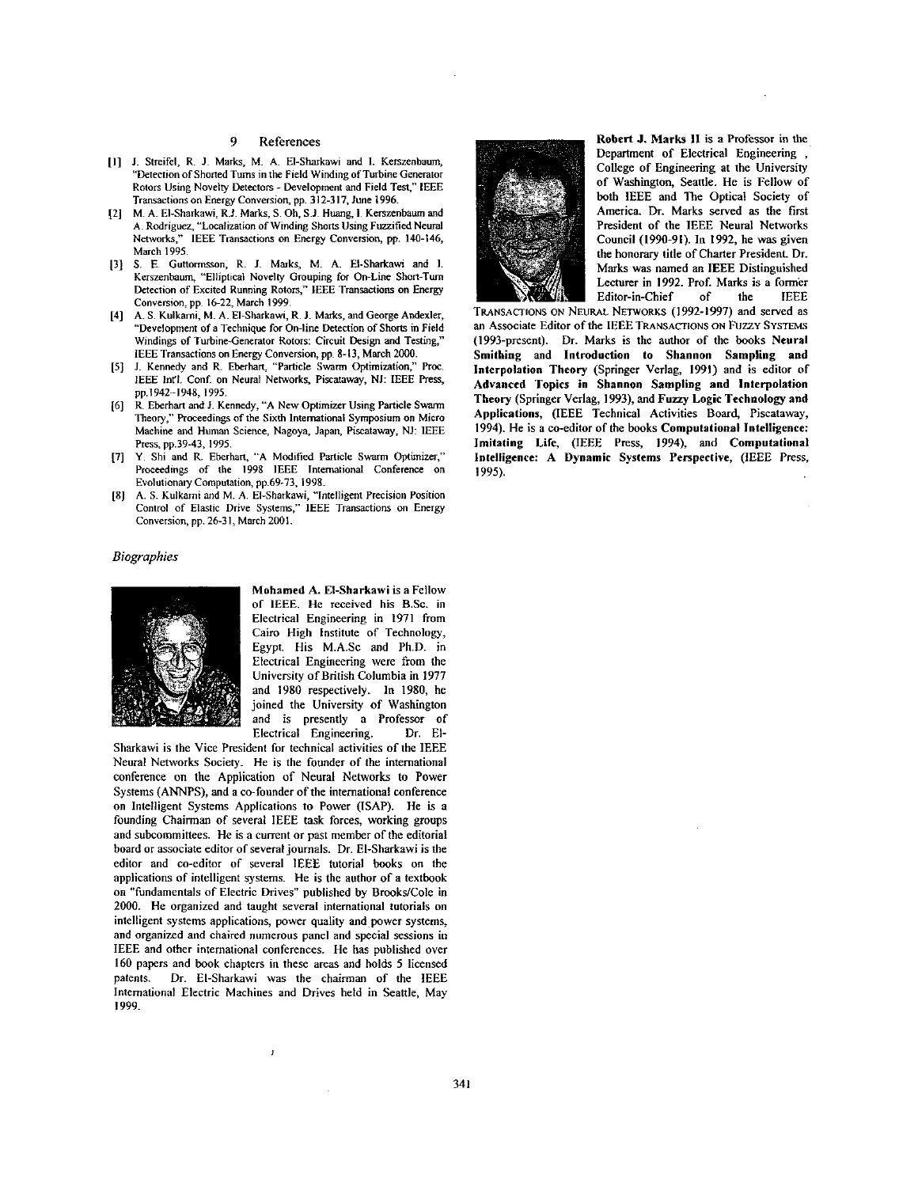## 9 References

[1] J. Streifel, R. J. Marks, M. A. El-Sharkawi and I. Kerszenbaum, "Detection of Shorted Turns in the Field Winding of Turbine Generator Rotors Using Novelty Detectors - Development and Field Test," IEEE Transactions on Energy Conversion, pp. 312-317, June 1996.

[2] M. A. El-Sharkawi, R.J. Marks, S. Oh, S.J. Huang, I. Kerszenbaum and A. Rodriguez, "Localization of Winding Shorts Using Fuzzified Neural Networks," IEEE Transactions on Energy Conversion, pp. 140-146, March 1995.

[3] S. E. Guttormsson, R. J. Marks, M. A. El-Sharkawi and I. Kerszenbaum, "Elliptical Novelty Grouping for On-Line Short-Turn Detection of Excited Running Rotors," IEEE Transactions on Energy Conversion, pp. 16-22, March 1999.

[4] A. S. Kulkarni, M. A. El-Sharkawi, R. J. Marks, and George Andexler, "Development of a Technique for On-line Detection of Shorts in Field Windings of Turbine-Generator Rotors: Circuit Design and Testing," IEEE Transactions on Energy Conversion, pp. 8-13, March 2000.

[5] J. Kennedy and R. Eberhart, "Particle Swarm Optimization," Proc. IEEE Int'l. Conf. on Neural Networks, Piscataway, NJ: IEEE Press, pp.1942-1948, 1995.

[6] R. Eberhart and J. Kennedy, "A New Optimizer Using Particle Swarm Theory," Proceedings of the Sixth International Symposium on Micro Machine and Human Science, Nagoya, Japan, Piscataway, NJ: IEEE Press, pp.39-43, 1995.

[7] Y. Shi and R. Eberhart, "A Modified Particle Swarm Optimizer," Proceedings of the 1998 IEEE International Conference on Evolutionary Computation, pp.69-73, 1998.

[8] A. S. Kulkarni and M. A. El-Sharkawi, "Intelligent Precision Position Control of Elastic Drive Systems," IEEE Transactions on Energy Conversion, pp. 26-31, March 2001.

### *Biographies*

**Mohamed A. El-Sharkawi** is a Fellow of IEEE. He received his B.Sc. in Electrical Engineering in 1971 from Cairo High Institute of Technology, Egypt. His M.A.Sc and Ph.D. in Electrical Engineering were from the University of British Columbia in 1977 and 1980 respectively. In 1980, he joined the University of Washington and is presently a Professor of Electrical Engineering. Dr. El-Sharkawi is the Vice President for technical activities of the IEEE Neural Networks Society. He is the founder of the international conference on the Application of Neural Networks to Power Systems (ANNPS), and a co-founder of the international conference on Intelligent Systems Applications to Power (ISAP). He is a founding Chairman of several IEEE task forces, working groups and subcommittees. He is a current or past member of the editorial board or associate editor of several journals. Dr. El-Sharkawi is the editor and co-editor of several IEEE tutorial books on the applications of intelligent systems. He is the author of a textbook on "fundamentals of Electric Drives" published by Brooks/Cole in 2000. He organized and taught several international tutorials on intelligent systems applications, power quality and power systems, and organized and chaired numerous panel and special sessions in IEEE and other international conferences. He has published over 160 papers and book chapters in these areas and holds 5 licensed patents. Dr. El-Sharkawi was the chairman of the IEEE International Electric Machines and Drives held in Seattle, May 1999.

**Robert J. Marks II** is a Professor in the Department of Electrical Engineering, College of Engineering at the University of Washington, Seattle. He is Fellow of both IEEE and The Optical Society of America. Dr. Marks served as the first President of the IEEE Neural Networks Council (1990-91). In 1992, he was given the honorary title of Charter President. Dr. Marks was named an IEEE Distinguished Lecturer in 1992. Prof. Marks is a former Editor-in-Chief of the IEEE TRANSACTIONS ON NEURAL NETWORKS (1992-1997) and served as an Associate Editor of the IEEE TRANSACTIONS ON FUZZY SYSTEMS (1993-present). Dr. Marks is the author of the books **Neural Smithing** and **Introduction to Shannon Sampling and Interpolation Theory** (Springer Verlag, 1991) and is editor of **Advanced Topics in Shannon Sampling and Interpolation Theory** (Springer Verlag, 1993), and **Fuzzy Logic Technology and Applications**, (IEEE Technical Activities Board, Piscataway, 1994). He is a co-editor of the books **Computational Intelligence: Imitating Life**, (IEEE Press, 1994), and **Computational Intelligence: A Dynamic Systems Perspective**, (IEEE Press, 1995).